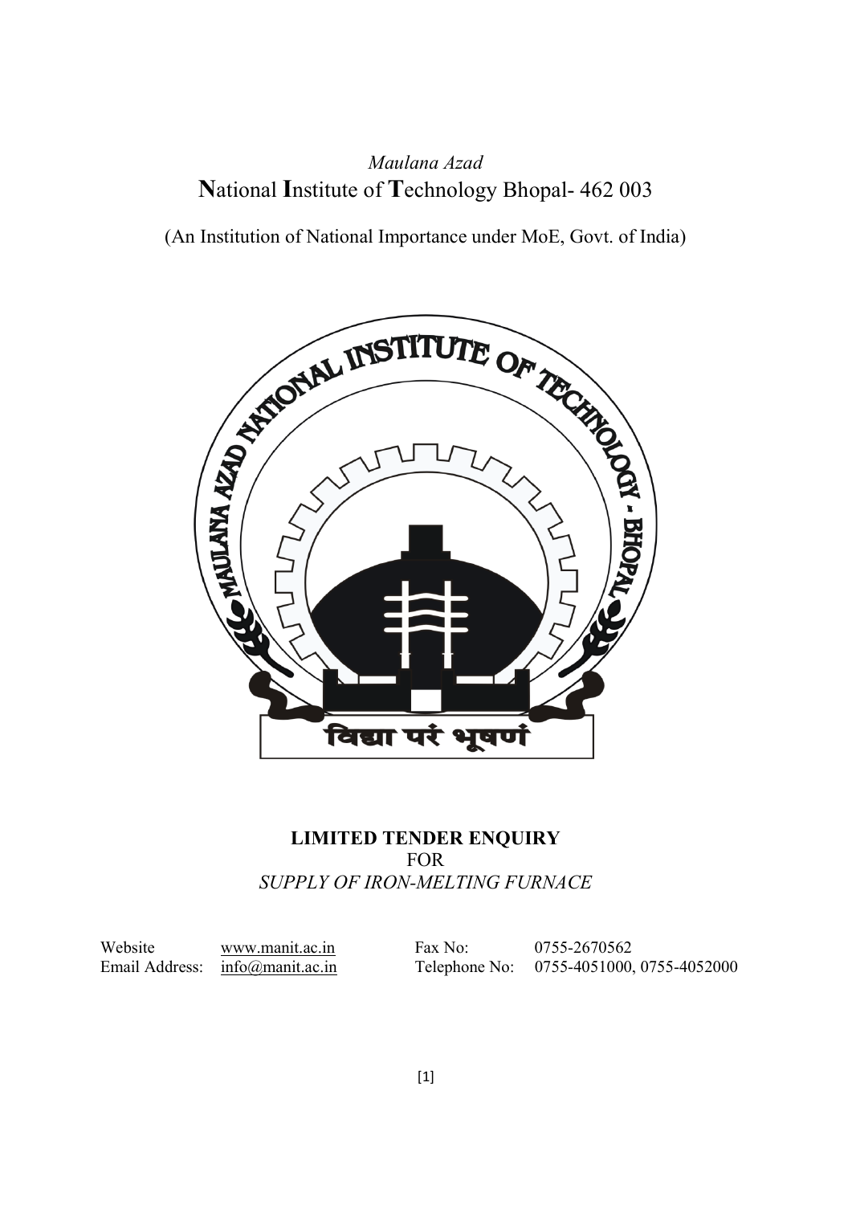*Maulana Azad*

# **N**ational **I**nstitute of **T**echnology Bhopal- 462 003

(An Institution of National Importance under MoE, Govt. of India)

## **LIMITED TENDER ENQUIRY**

FOR

*SUPPLY OF IRON-MELTING FURNACE*

| | | | |
|---|---|---|---|
| Website | www.manit.ac.in | Fax No: | 0755-2670562 |
| Email Address: | info@manit.ac.in | Telephone No: | 0755-4051000, 0755-4052000 |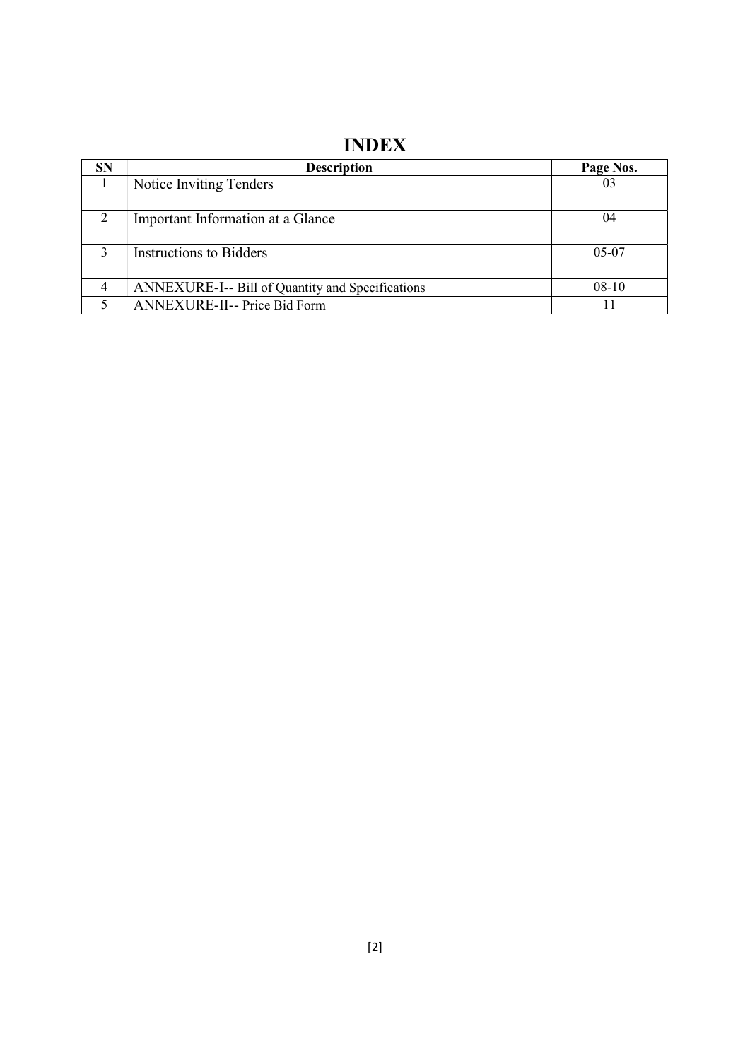# INDEX

| SN | Description | Page Nos. |
|---|---|---|
| 1 | Notice Inviting Tenders | 03 |
| 2 | Important Information at a Glance | 04 |
| 3 | Instructions to Bidders | 05-07 |
| 4 | ANNEXURE-I-- Bill of Quantity and Specifications | 08-10 |
| 5 | ANNEXURE-II-- Price Bid Form | 11 |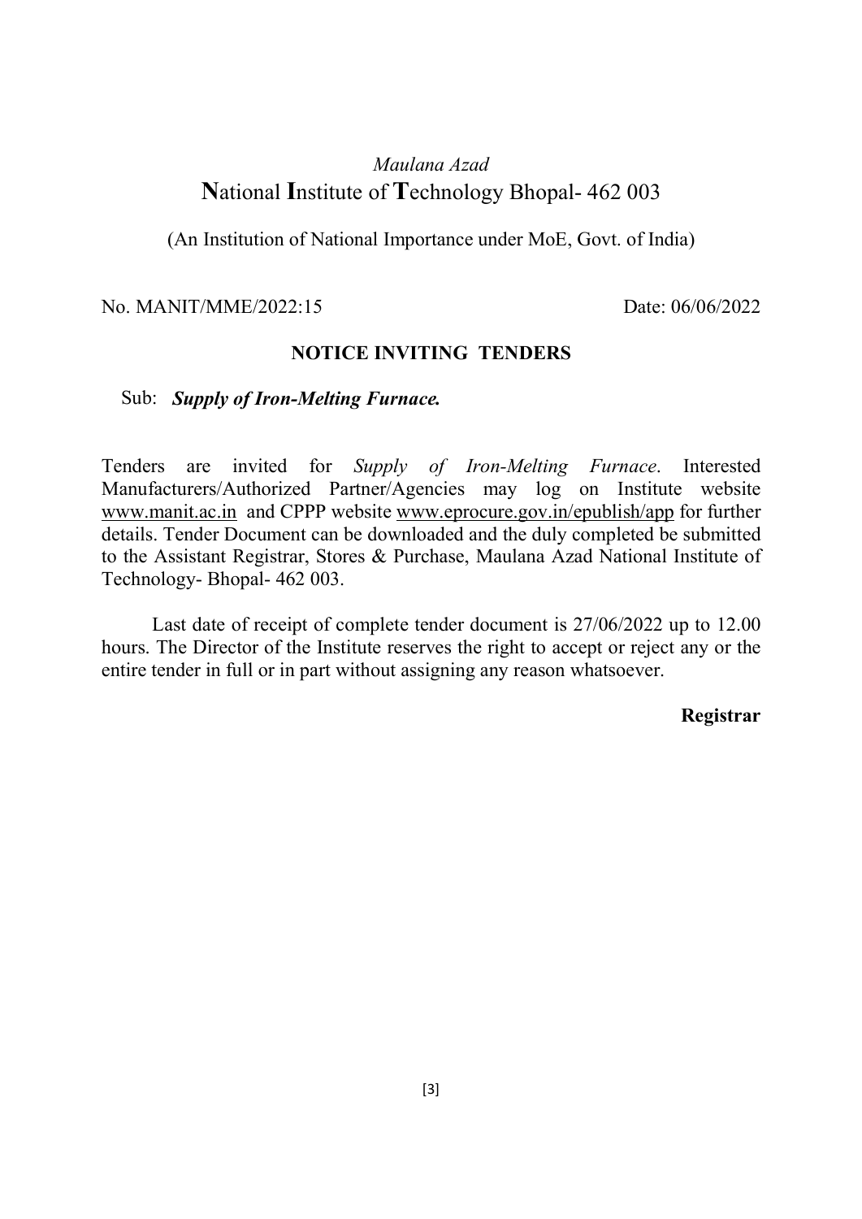*Maulana Azad*

# **N**ational **I**nstitute of **T**echnology Bhopal- 462 003

(An Institution of National Importance under MoE, Govt. of India)

No. MANIT/MME/2022:15 Date: 06/06/2022

## NOTICE INVITING TENDERS

Sub: ***Supply of Iron-Melting Furnace.***

Tenders are invited for *Supply of Iron-Melting Furnace*. Interested Manufacturers/Authorized Partner/Agencies may log on Institute website www.manit.ac.in and CPPP website www.eprocure.gov.in/epublish/app for further details. Tender Document can be downloaded and the duly completed be submitted to the Assistant Registrar, Stores & Purchase, Maulana Azad National Institute of Technology- Bhopal- 462 003.

Last date of receipt of complete tender document is 27/06/2022 up to 12.00 hours. The Director of the Institute reserves the right to accept or reject any or the entire tender in full or in part without assigning any reason whatsoever.

**Registrar**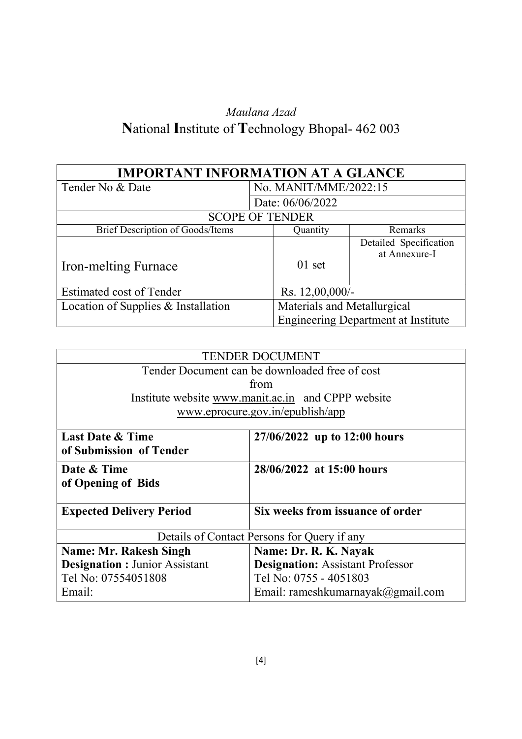*Maulana Azad*
# **N**ational **I**nstitute of **T**echnology Bhopal- 462 003

| **IMPORTANT INFORMATION AT A GLANCE** | | |
|---|---|---|
| Tender No & Date | No. MANIT/MME/2022:15 | |
| | Date: 06/06/2022 | |
| SCOPE OF TENDER | | |
| Brief Description of Goods/Items | Quantity | Remarks |
| Iron-melting Furnace | 01 set | Detailed Specification at Annexure-I |
| Estimated cost of Tender | Rs. 12,00,000/- | |
| Location of Supplies & Installation | Materials and Metallurgical Engineering Department at Institute | |

| TENDER DOCUMENT | |
|---|---|
| Tender Document can be downloaded free of cost from Institute website www.manit.ac.in and CPPP website www.eprocure.gov.in/epublish/app | |
| **Last Date & Time of Submission of Tender** | **27/06/2022 up to 12:00 hours** |
| **Date & Time of Opening of Bids** | **28/06/2022 at 15:00 hours** |
| **Expected Delivery Period** | **Six weeks from issuance of order** |
| Details of Contact Persons for Query if any | |
| **Name: Mr. Rakesh Singh**<br>**Designation :** Junior Assistant<br>Tel No: 07554051808<br>Email: | **Name: Dr. R. K. Nayak**<br>**Designation:** Assistant Professor<br>Tel No: 0755 - 4051803<br>Email: rameshkumarnayak@gmail.com |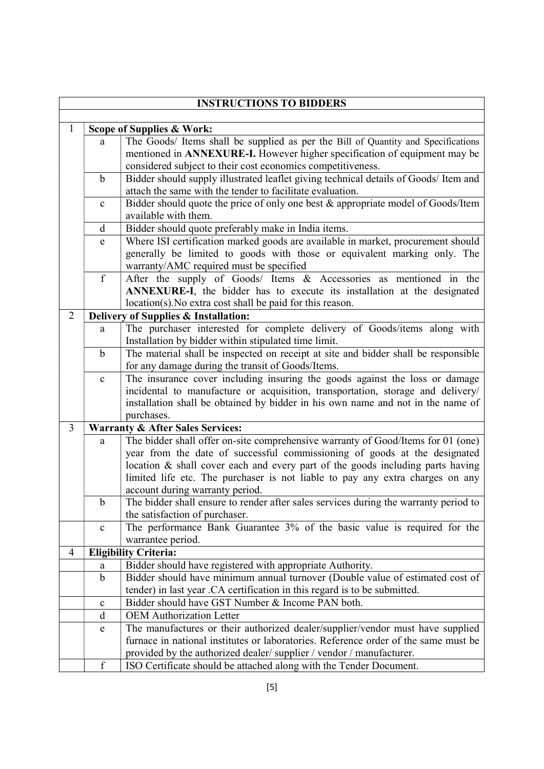| INSTRUCTIONS TO BIDDERS | | |
|---|---|---|
| 1 | **Scope of Supplies & Work:** | |
| | a | The Goods/ Items shall be supplied as per the Bill of Quantity and Specifications mentioned in **ANNEXURE-I.** However higher specification of equipment may be considered subject to their cost economics competitiveness. |
| | b | Bidder should supply illustrated leaflet giving technical details of Goods/ Item and attach the same with the tender to facilitate evaluation. |
| | c | Bidder should quote the price of only one best & appropriate model of Goods/Item available with them. |
| | d | Bidder should quote preferably make in India items. |
| | e | Where ISI certification marked goods are available in market, procurement should generally be limited to goods with those or equivalent marking only. The warranty/AMC required must be specified |
| | f | After the supply of Goods/ Items & Accessories as mentioned in the **ANNEXURE-I**, the bidder has to execute its installation at the designated location(s).No extra cost shall be paid for this reason. |
| 2 | **Delivery of Supplies & Installation:** | |
| | a | The purchaser interested for complete delivery of Goods/items along with Installation by bidder within stipulated time limit. |
| | b | The material shall be inspected on receipt at site and bidder shall be responsible for any damage during the transit of Goods/Items. |
| | c | The insurance cover including insuring the goods against the loss or damage incidental to manufacture or acquisition, transportation, storage and delivery/ installation shall be obtained by bidder in his own name and not in the name of purchases. |
| 3 | **Warranty & After Sales Services:** | |
| | a | The bidder shall offer on-site comprehensive warranty of Good/Items for 01 (one) year from the date of successful commissioning of goods at the designated location & shall cover each and every part of the goods including parts having limited life etc. The purchaser is not liable to pay any extra charges on any account during warranty period. |
| | b | The bidder shall ensure to render after sales services during the warranty period to the satisfaction of purchaser. |
| | c | The performance Bank Guarantee 3% of the basic value is required for the warrantee period. |
| 4 | **Eligibility Criteria:** | |
| | a | Bidder should have registered with appropriate Authority. |
| | b | Bidder should have minimum annual turnover (Double value of estimated cost of tender) in last year .CA certification in this regard is to be submitted. |
| | c | Bidder should have GST Number & Income PAN both. |
| | d | OEM Authorization Letter |
| | e | The manufactures or their authorized dealer/supplier/vendor must have supplied furnace in national institutes or laboratories. Reference order of the same must be provided by the authorized dealer/ supplier / vendor / manufacturer. |
| | f | ISO Certificate should be attached along with the Tender Document. |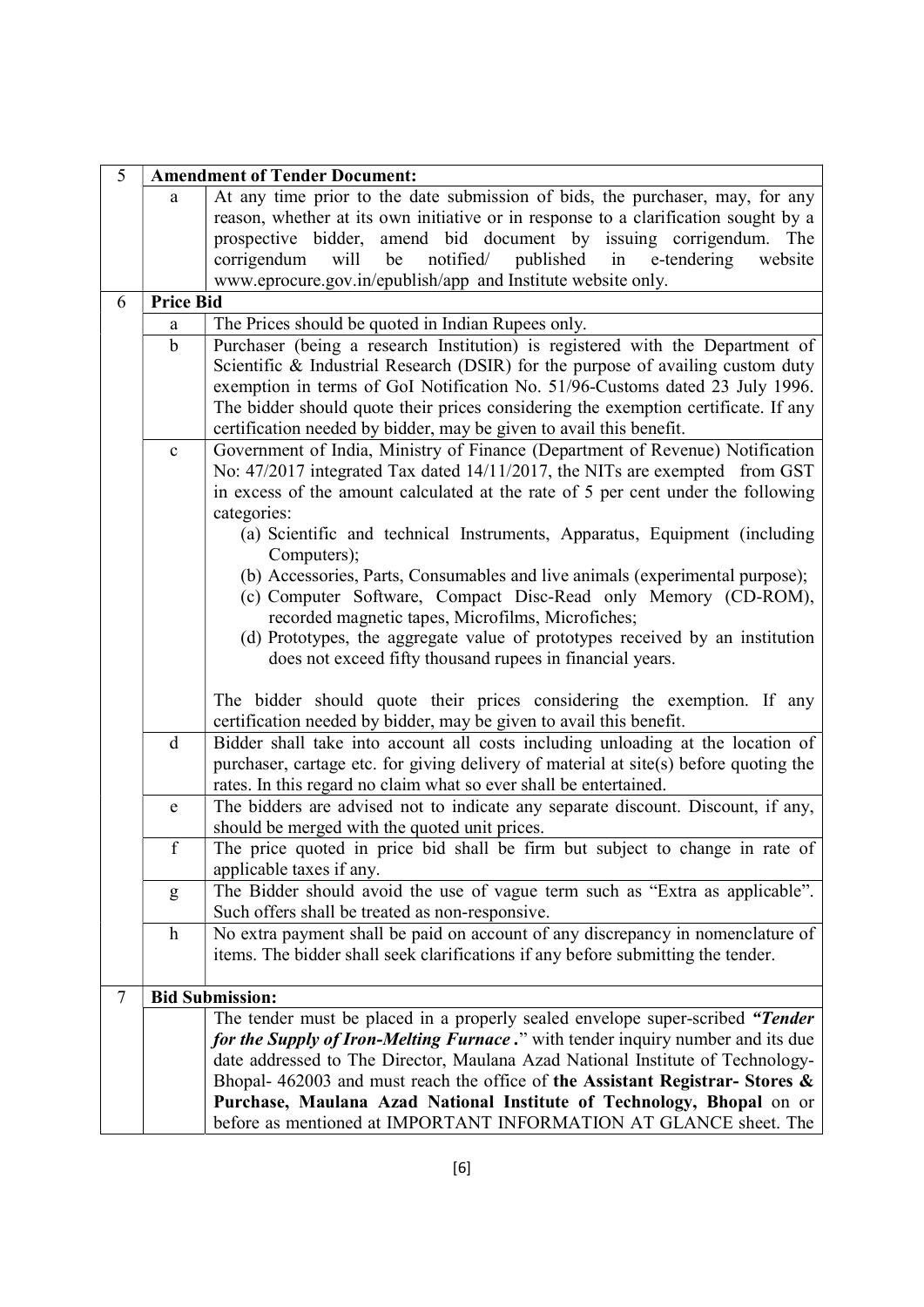| 5 | **Amendment of Tender Document:** | |
|---|---|---|
| | a | At any time prior to the date submission of bids, the purchaser, may, for any reason, whether at its own initiative or in response to a clarification sought by a prospective bidder, amend bid document by issuing corrigendum. The corrigendum will be notified/ published in e-tendering website www.eprocure.gov.in/epublish/app and Institute website only. |
| 6 | **Price Bid** | |
| | a | The Prices should be quoted in Indian Rupees only. |
| | b | Purchaser (being a research Institution) is registered with the Department of Scientific & Industrial Research (DSIR) for the purpose of availing custom duty exemption in terms of GoI Notification No. 51/96-Customs dated 23 July 1996. The bidder should quote their prices considering the exemption certificate. If any certification needed by bidder, may be given to avail this benefit. |
| | c | Government of India, Ministry of Finance (Department of Revenue) Notification No: 47/2017 integrated Tax dated 14/11/2017, the NITs are exempted from GST in excess of the amount calculated at the rate of 5 per cent under the following categories:<br>(a) Scientific and technical Instruments, Apparatus, Equipment (including Computers);<br>(b) Accessories, Parts, Consumables and live animals (experimental purpose);<br>(c) Computer Software, Compact Disc-Read only Memory (CD-ROM), recorded magnetic tapes, Microfilms, Microfiches;<br>(d) Prototypes, the aggregate value of prototypes received by an institution does not exceed fifty thousand rupees in financial years.<br><br>The bidder should quote their prices considering the exemption. If any certification needed by bidder, may be given to avail this benefit. |
| | d | Bidder shall take into account all costs including unloading at the location of purchaser, cartage etc. for giving delivery of material at site(s) before quoting the rates. In this regard no claim what so ever shall be entertained. |
| | e | The bidders are advised not to indicate any separate discount. Discount, if any, should be merged with the quoted unit prices. |
| | f | The price quoted in price bid shall be firm but subject to change in rate of applicable taxes if any. |
| | g | The Bidder should avoid the use of vague term such as "Extra as applicable". Such offers shall be treated as non-responsive. |
| | h | No extra payment shall be paid on account of any discrepancy in nomenclature of items. The bidder shall seek clarifications if any before submitting the tender. |
| 7 | **Bid Submission:** | |
| | | The tender must be placed in a properly sealed envelope super-scribed ***"Tender for the Supply of Iron-Melting Furnace*** **.**" with tender inquiry number and its due date addressed to The Director, Maulana Azad National Institute of Technology-Bhopal- 462003 and must reach the office of **the Assistant Registrar- Stores & Purchase, Maulana Azad National Institute of Technology, Bhopal** on or before as mentioned at IMPORTANT INFORMATION AT GLANCE sheet. The |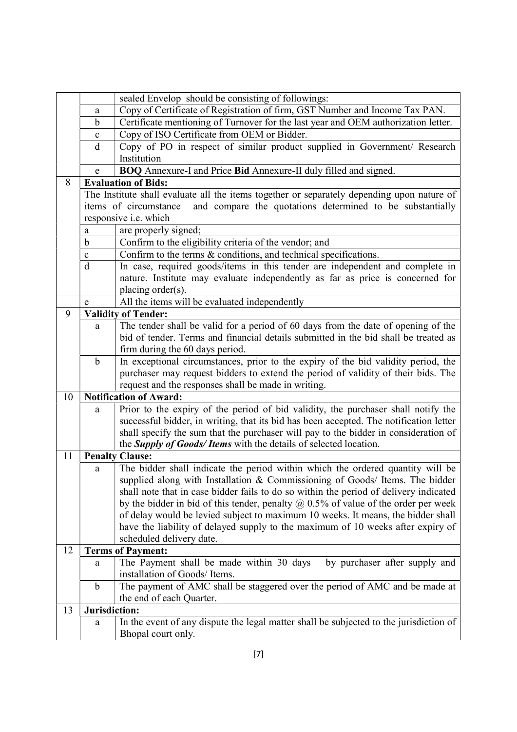|  |  | sealed Envelop should be consisting of followings: |
|---|---|---|
|  | a | Copy of Certificate of Registration of firm, GST Number and Income Tax PAN. |
|  | b | Certificate mentioning of Turnover for the last year and OEM authorization letter. |
|  | c | Copy of ISO Certificate from OEM or Bidder. |
|  | d | Copy of PO in respect of similar product supplied in Government/ Research Institution |
|  | e | **BOQ** Annexure-I and Price **Bid** Annexure-II duly filled and signed. |
| 8 | **Evaluation of Bids:** |  |
|  | The Institute shall evaluate all the items together or separately depending upon nature of items of circumstance and compare the quotations determined to be substantially responsive i.e. which |  |
|  | a | are properly signed; |
|  | b | Confirm to the eligibility criteria of the vendor; and |
|  | c | Confirm to the terms & conditions, and technical specifications. |
|  | d | In case, required goods/items in this tender are independent and complete in nature. Institute may evaluate independently as far as price is concerned for placing order(s). |
|  | e | All the items will be evaluated independently |
| 9 | **Validity of Tender:** |  |
|  | a | The tender shall be valid for a period of 60 days from the date of opening of the bid of tender. Terms and financial details submitted in the bid shall be treated as firm during the 60 days period. |
|  | b | In exceptional circumstances, prior to the expiry of the bid validity period, the purchaser may request bidders to extend the period of validity of their bids. The request and the responses shall be made in writing. |
| 10 | **Notification of Award:** |  |
|  | a | Prior to the expiry of the period of bid validity, the purchaser shall notify the successful bidder, in writing, that its bid has been accepted. The notification letter shall specify the sum that the purchaser will pay to the bidder in consideration of the ***Supply of Goods/ Items*** with the details of selected location. |
| 11 | **Penalty Clause:** |  |
|  | a | The bidder shall indicate the period within which the ordered quantity will be supplied along with Installation & Commissioning of Goods/ Items. The bidder shall note that in case bidder fails to do so within the period of delivery indicated by the bidder in bid of this tender, penalty @ 0.5% of value of the order per week of delay would be levied subject to maximum 10 weeks. It means, the bidder shall have the liability of delayed supply to the maximum of 10 weeks after expiry of scheduled delivery date. |
| 12 | **Terms of Payment:** |  |
|  | a | The Payment shall be made within 30 days by purchaser after supply and installation of Goods/ Items. |
|  | b | The payment of AMC shall be staggered over the period of AMC and be made at the end of each Quarter. |
| 13 | **Jurisdiction:** |  |
|  | a | In the event of any dispute the legal matter shall be subjected to the jurisdiction of Bhopal court only. |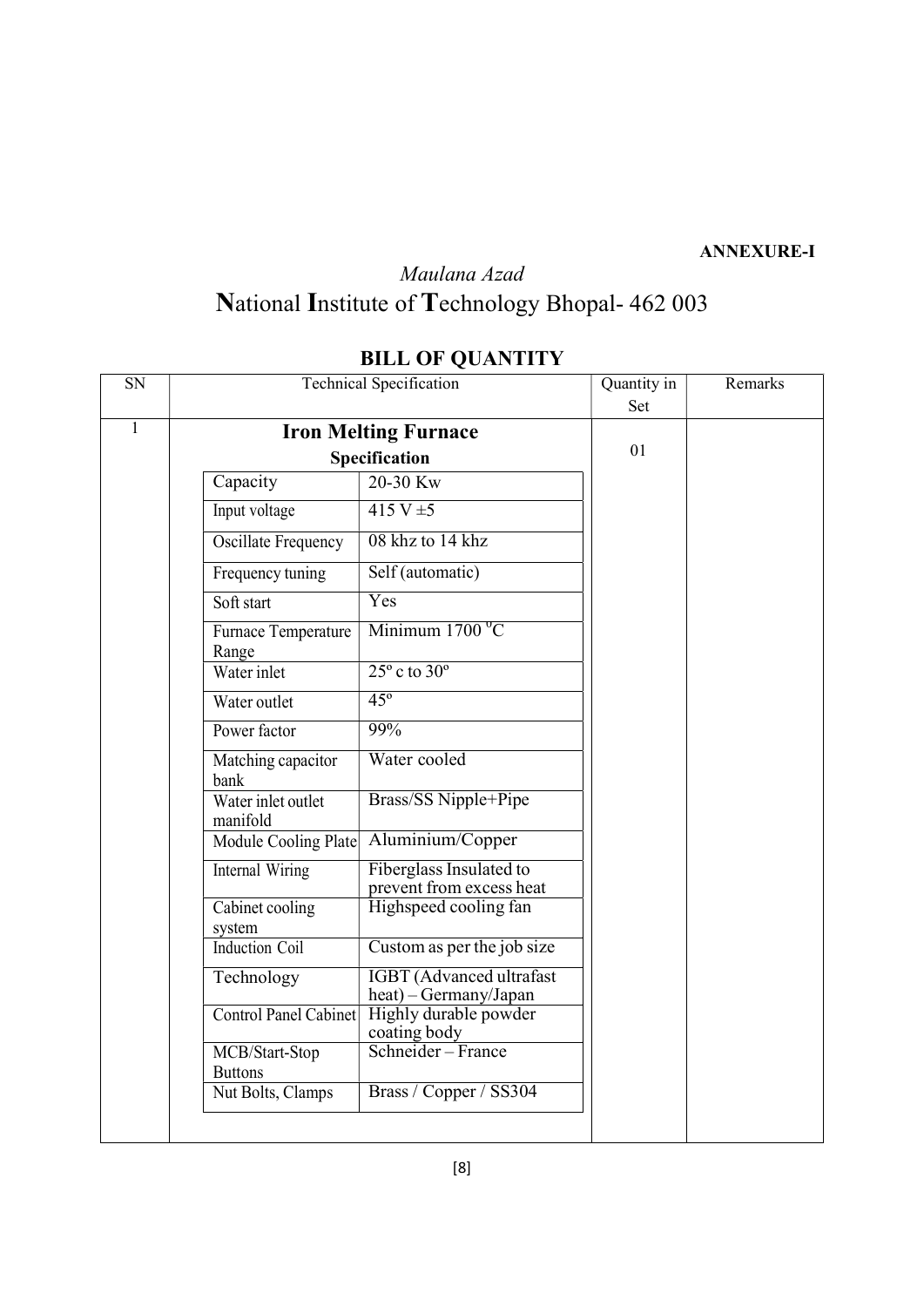**ANNEXURE-I**

*Maulana Azad*

# National Institute of Technology Bhopal- 462 003

## BILL OF QUANTITY

| SN | Technical Specification | | Quantity in Set | Remarks |
|---|---|---|---|---|
| 1 | **Iron Melting Furnace** | | 01 | |
| | **Specification** | | | |
| | Capacity | 20-30 Kw | | |
| | Input voltage | 415 V ±5 | | |
| | Oscillate Frequency | 08 khz to 14 khz | | |
| | Frequency tuning | Self (automatic) | | |
| | Soft start | Yes | | |
| | Furnace Temperature Range | Minimum 1700 $^{o}$C | | |
| | Water inlet | 25º c to 30º | | |
| | Water outlet | 45º | | |
| | Power factor | 99% | | |
| | Matching capacitor bank | Water cooled | | |
| | Water inlet outlet manifold | Brass/SS Nipple+Pipe | | |
| | Module Cooling Plate | Aluminium/Copper | | |
| | Internal Wiring | Fiberglass Insulated to prevent from excess heat | | |
| | Cabinet cooling system | Highspeed cooling fan | | |
| | Induction Coil | Custom as per the job size | | |
| | Technology | IGBT (Advanced ultrafast heat) – Germany/Japan | | |
| | Control Panel Cabinet | Highly durable powder coating body | | |
| | MCB/Start-Stop Buttons | Schneider – France | | |
| | Nut Bolts, Clamps | Brass / Copper / SS304 | | |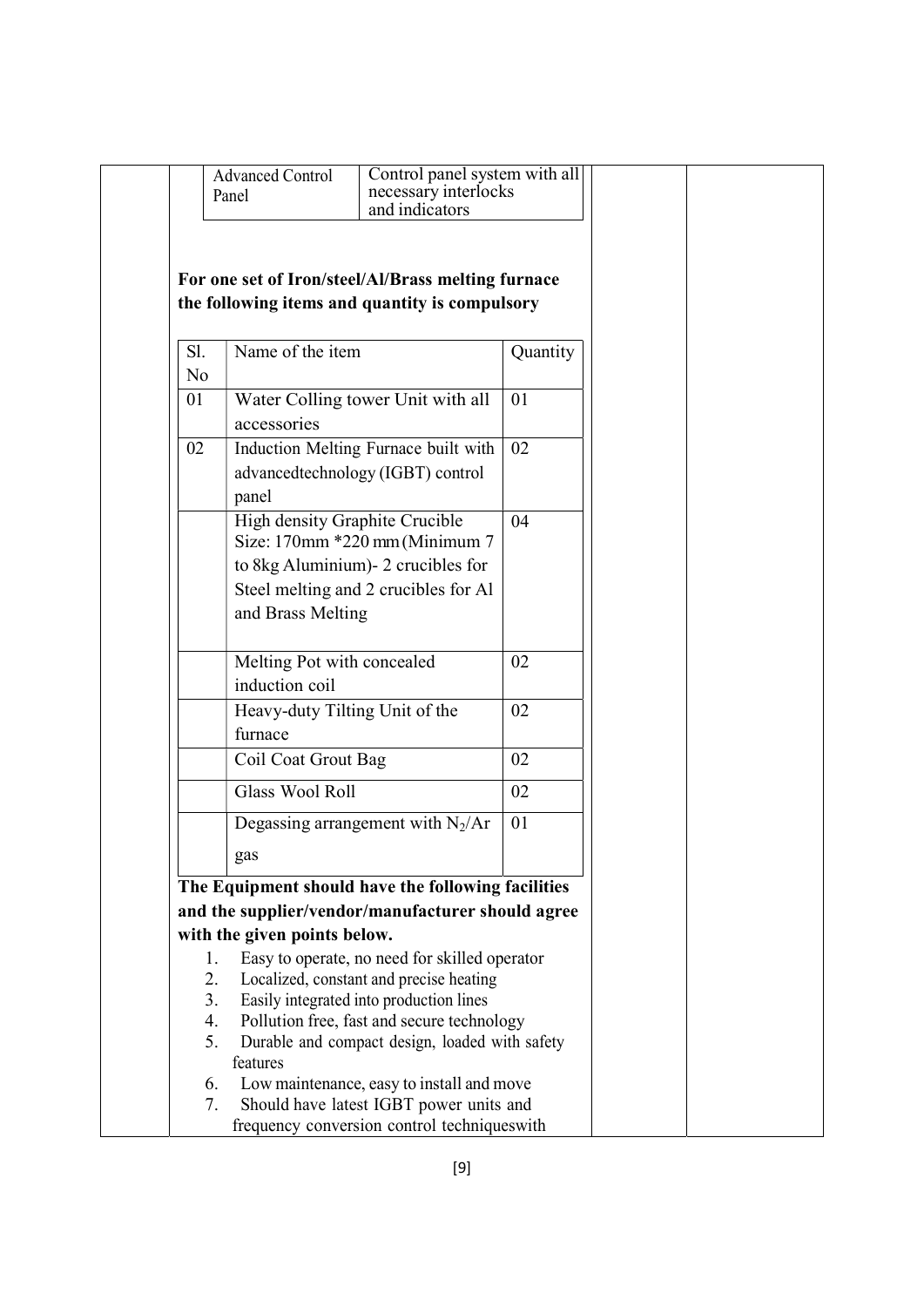| Advanced Control Panel | Control panel system with all necessary interlocks and indicators |
|---|---|

**For one set of Iron/steel/Al/Brass melting furnace the following items and quantity is compulsory**

| Sl. No | Name of the item | Quantity |
|---|---|---|
| 01 | Water Colling tower Unit with all accessories | 01 |
| 02 | Induction Melting Furnace built with advancedtechnology (IGBT) control panel | 02 |
| | High density Graphite Crucible Size: 170mm *220 mm (Minimum 7 to 8kg Aluminium)- 2 crucibles for Steel melting and 2 crucibles for Al and Brass Melting | 04 |
| | Melting Pot with concealed induction coil | 02 |
| | Heavy-duty Tilting Unit of the furnace | 02 |
| | Coil Coat Grout Bag | 02 |
| | Glass Wool Roll | 02 |
| | Degassing arrangement with $N_2$/Ar gas | 01 |

**The Equipment should have the following facilities and the supplier/vendor/manufacturer should agree with the given points below.**

1. Easy to operate, no need for skilled operator
2. Localized, constant and precise heating
3. Easily integrated into production lines
4. Pollution free, fast and secure technology
5. Durable and compact design, loaded with safety features
6. Low maintenance, easy to install and move
7. Should have latest IGBT power units and frequency conversion control techniqueswith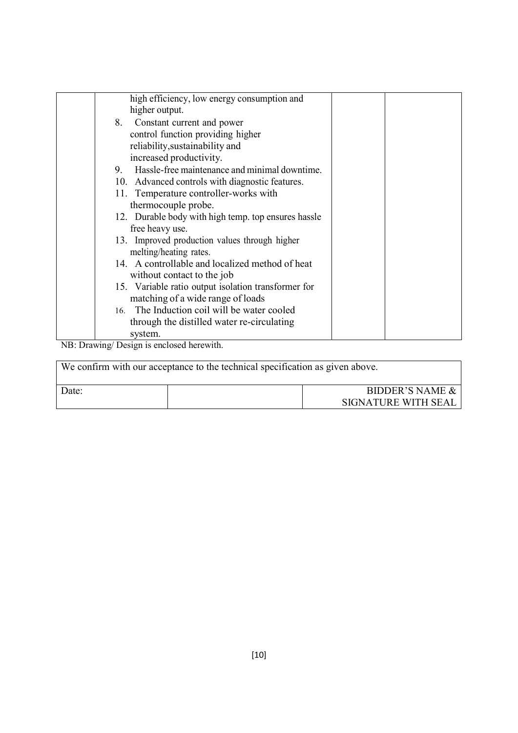|  | high efficiency, low energy consumption and higher output.<br>8. Constant current and power control function providing higher reliability,sustainability and increased productivity.<br>9. Hassle-free maintenance and minimal downtime.<br>10. Advanced controls with diagnostic features.<br>11. Temperature controller-works with thermocouple probe.<br>12. Durable body with high temp. top ensures hassle free heavy use.<br>13. Improved production values through higher melting/heating rates.<br>14. A controllable and localized method of heat without contact to the job<br>15. Variable ratio output isolation transformer for matching of a wide range of loads<br>16. The Induction coil will be water cooled through the distilled water re-circulating system. |  |  |
|---|---|---|---|

NB: Drawing/ Design is enclosed herewith.

| We confirm with our acceptance to the technical specification as given above. | | |
|---|---|---|
| Date: | | BIDDER'S NAME & SIGNATURE WITH SEAL |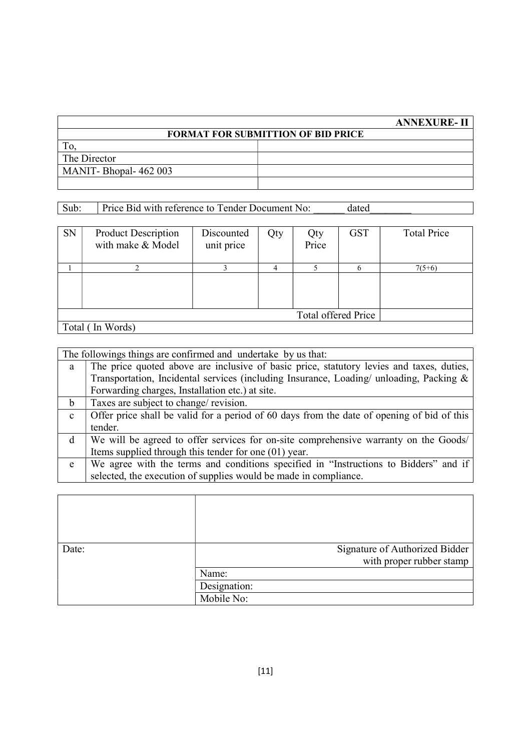**ANNEXURE- II**

**FORMAT FOR SUBMITTION OF BID PRICE**

To,

The Director

MANIT- Bhopal- 462 003

Sub: Price Bid with reference to Tender Document No: ______ dated________

| SN | Product Description with make & Model | Discounted unit price | Qty | Qty Price | GST | Total Price |
|---|---|---|---|---|---|---|
| 1 | 2 | 3 | 4 | 5 | 6 | 7(5+6) |
| | | | | | | |
| | | | | | Total offered Price | |
| Total ( In Words) | | | | | | |

| | |
|---|---|
| The followings things are confirmed and undertake by us that: | |
| a | The price quoted above are inclusive of basic price, statutory levies and taxes, duties, Transportation, Incidental services (including Insurance, Loading/ unloading, Packing & Forwarding charges, Installation etc.) at site. |
| b | Taxes are subject to change/ revision. |
| c | Offer price shall be valid for a period of 60 days from the date of opening of bid of this tender. |
| d | We will be agreed to offer services for on-site comprehensive warranty on the Goods/ Items supplied through this tender for one (01) year. |
| e | We agree with the terms and conditions specified in "Instructions to Bidders" and if selected, the execution of supplies would be made in compliance. |

| | |
|---|---|
| Date: | Signature of Authorized Bidder with proper rubber stamp |
| | Name: |
| | Designation: |
| | Mobile No: |